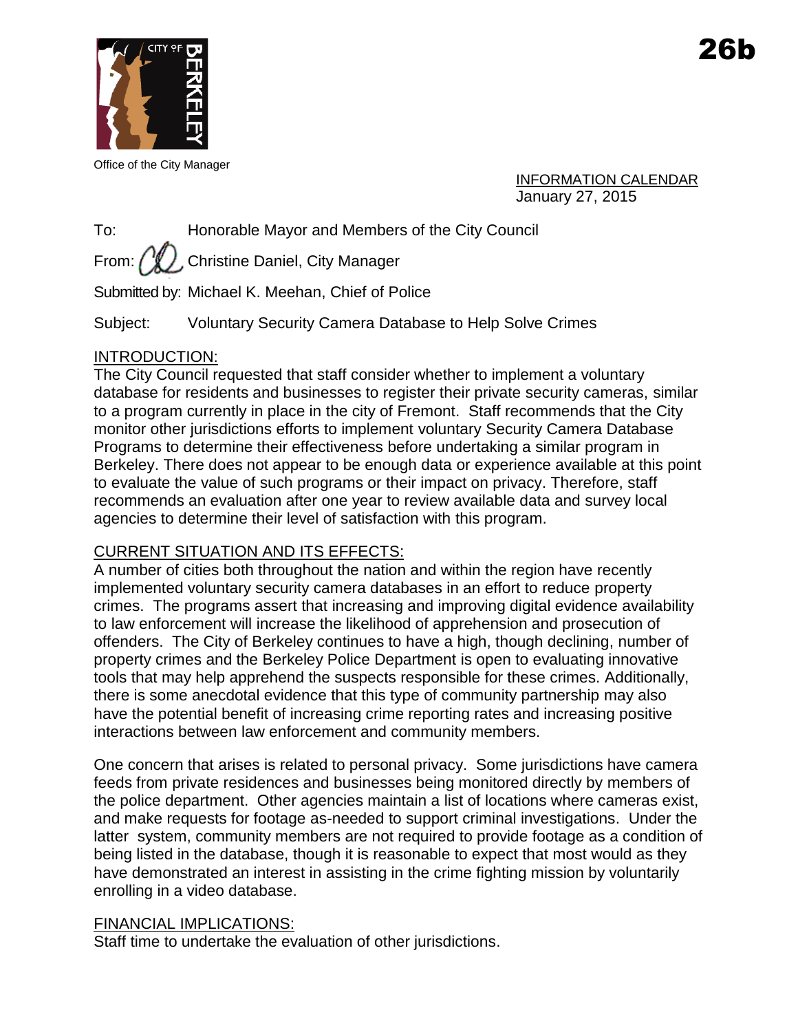26b

Office of the City Manager

INFORMATION CALENDAR
January 27, 2015

To: Honorable Mayor and Members of the City Council

From: Christine Daniel, City Manager

Submitted by: Michael K. Meehan, Chief of Police

Subject: Voluntary Security Camera Database to Help Solve Crimes

## INTRODUCTION:

The City Council requested that staff consider whether to implement a voluntary database for residents and businesses to register their private security cameras, similar to a program currently in place in the city of Fremont. Staff recommends that the City monitor other jurisdictions efforts to implement voluntary Security Camera Database Programs to determine their effectiveness before undertaking a similar program in Berkeley. There does not appear to be enough data or experience available at this point to evaluate the value of such programs or their impact on privacy. Therefore, staff recommends an evaluation after one year to review available data and survey local agencies to determine their level of satisfaction with this program.

## CURRENT SITUATION AND ITS EFFECTS:

A number of cities both throughout the nation and within the region have recently implemented voluntary security camera databases in an effort to reduce property crimes. The programs assert that increasing and improving digital evidence availability to law enforcement will increase the likelihood of apprehension and prosecution of offenders. The City of Berkeley continues to have a high, though declining, number of property crimes and the Berkeley Police Department is open to evaluating innovative tools that may help apprehend the suspects responsible for these crimes. Additionally, there is some anecdotal evidence that this type of community partnership may also have the potential benefit of increasing crime reporting rates and increasing positive interactions between law enforcement and community members.

One concern that arises is related to personal privacy. Some jurisdictions have camera feeds from private residences and businesses being monitored directly by members of the police department. Other agencies maintain a list of locations where cameras exist, and make requests for footage as-needed to support criminal investigations. Under the latter system, community members are not required to provide footage as a condition of being listed in the database, though it is reasonable to expect that most would as they have demonstrated an interest in assisting in the crime fighting mission by voluntarily enrolling in a video database.

## FINANCIAL IMPLICATIONS:

Staff time to undertake the evaluation of other jurisdictions.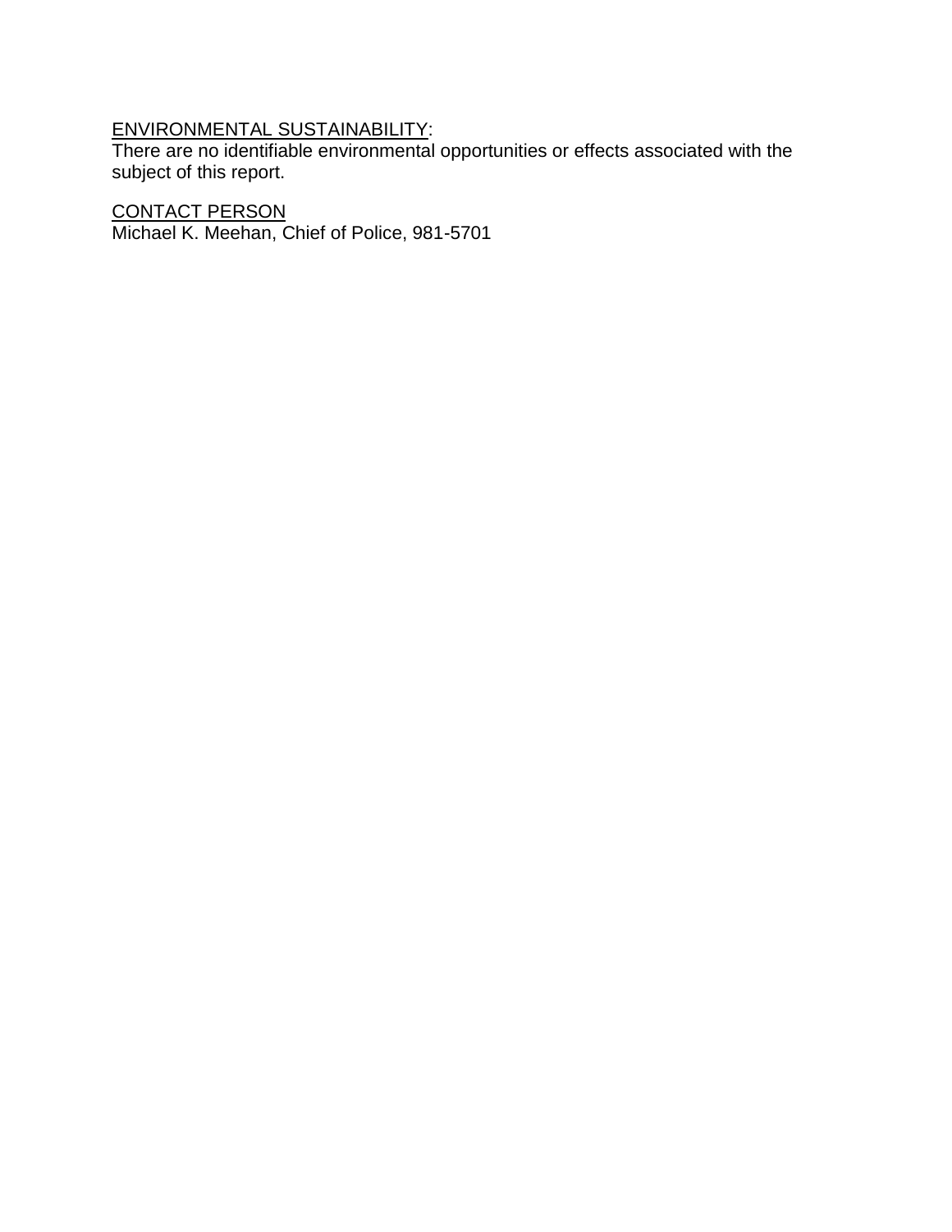ENVIRONMENTAL SUSTAINABILITY:
There are no identifiable environmental opportunities or effects associated with the subject of this report.

CONTACT PERSON
Michael K. Meehan, Chief of Police, 981-5701